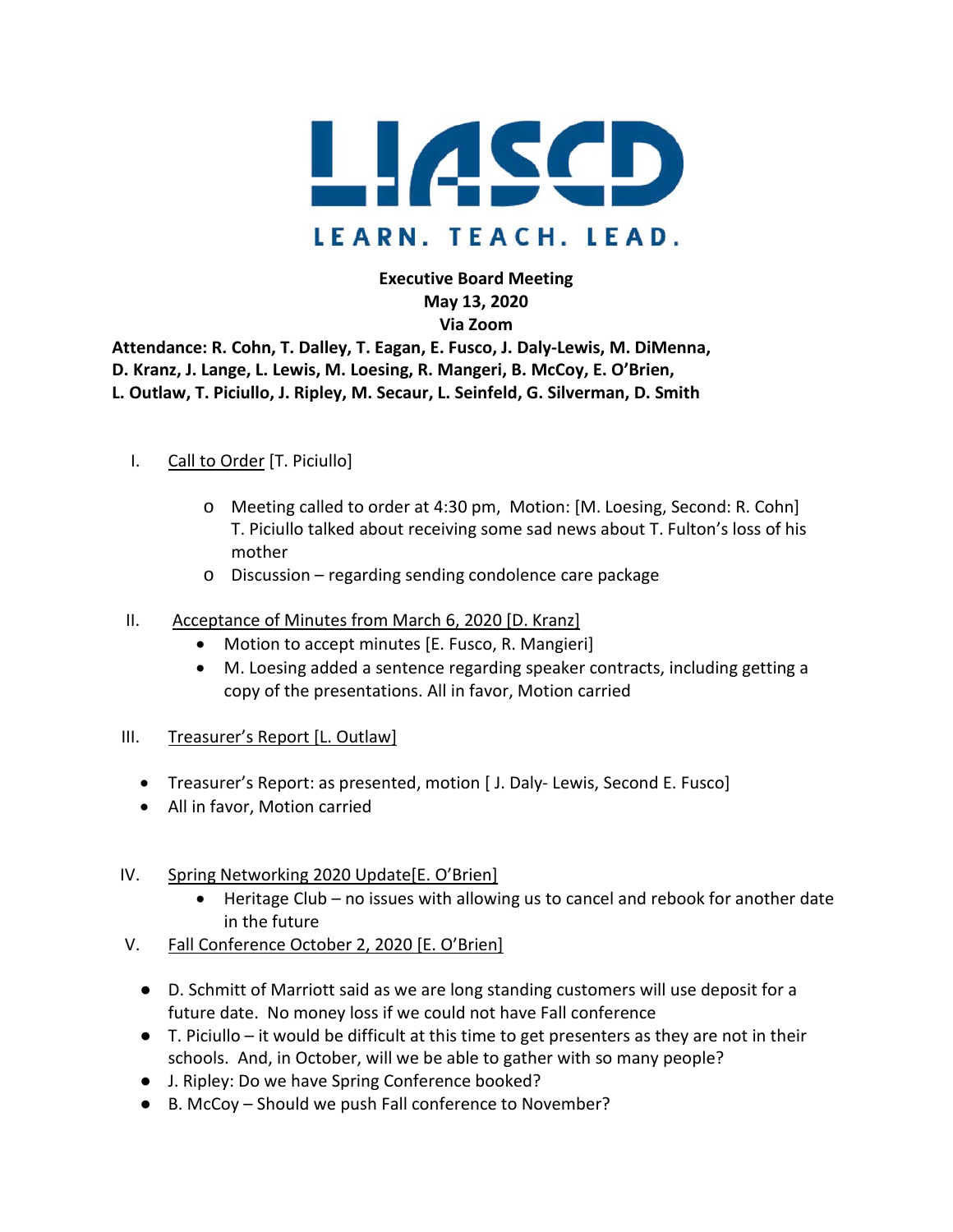# LIASCD

LEARN. TEACH. LEAD.

**Executive Board Meeting**
**May 13, 2020**
**Via Zoom**

**Attendance: R. Cohn, T. Dalley, T. Eagan, E. Fusco, J. Daly-Lewis, M. DiMenna, D. Kranz, J. Lange, L. Lewis, M. Loesing, R. Mangeri, B. McCoy, E. O'Brien, L. Outlaw, T. Piciullo, J. Ripley, M. Secaur, L. Seinfeld, G. Silverman, D. Smith**

I. Call to Order [T. Piciullo]

- Meeting called to order at 4:30 pm, Motion: [M. Loesing, Second: R. Cohn] T. Piciullo talked about receiving some sad news about T. Fulton's loss of his mother
- Discussion – regarding sending condolence care package

II. Acceptance of Minutes from March 6, 2020 [D. Kranz]

- Motion to accept minutes [E. Fusco, R. Mangieri]
- M. Loesing added a sentence regarding speaker contracts, including getting a copy of the presentations. All in favor, Motion carried

III. Treasurer's Report [L. Outlaw]

- Treasurer's Report: as presented, motion [ J. Daly- Lewis, Second E. Fusco]
- All in favor, Motion carried

IV. Spring Networking 2020 Update[E. O'Brien]

- Heritage Club – no issues with allowing us to cancel and rebook for another date in the future

V. Fall Conference October 2, 2020 [E. O'Brien]

- D. Schmitt of Marriott said as we are long standing customers will use deposit for a future date. No money loss if we could not have Fall conference
- T. Piciullo – it would be difficult at this time to get presenters as they are not in their schools. And, in October, will we be able to gather with so many people?
- J. Ripley: Do we have Spring Conference booked?
- B. McCoy – Should we push Fall conference to November?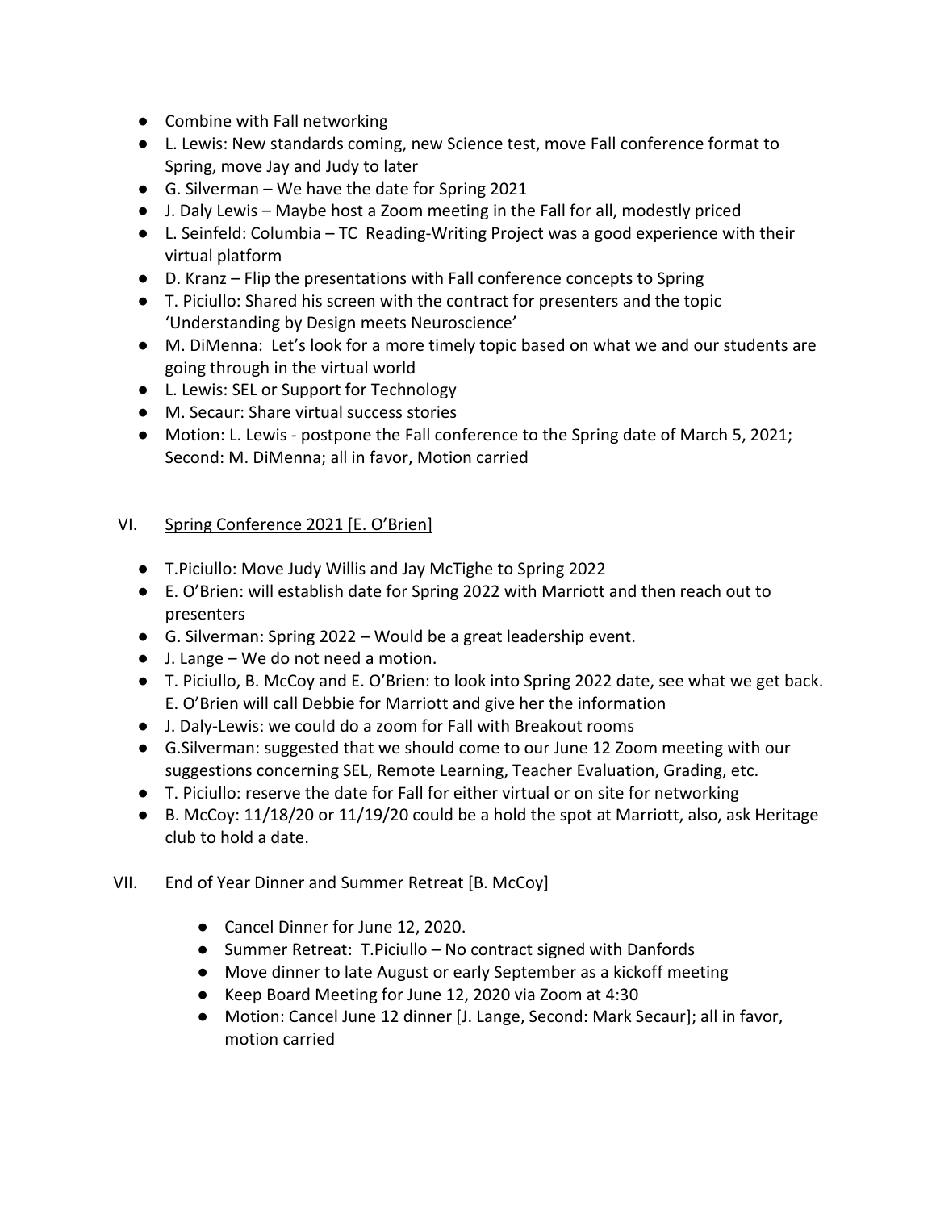- Combine with Fall networking
- L. Lewis: New standards coming, new Science test, move Fall conference format to Spring, move Jay and Judy to later
- G. Silverman – We have the date for Spring 2021
- J. Daly Lewis – Maybe host a Zoom meeting in the Fall for all, modestly priced
- L. Seinfeld: Columbia – TC Reading-Writing Project was a good experience with their virtual platform
- D. Kranz – Flip the presentations with Fall conference concepts to Spring
- T. Piciullo: Shared his screen with the contract for presenters and the topic 'Understanding by Design meets Neuroscience'
- M. DiMenna: Let's look for a more timely topic based on what we and our students are going through in the virtual world
- L. Lewis: SEL or Support for Technology
- M. Secaur: Share virtual success stories
- Motion: L. Lewis - postpone the Fall conference to the Spring date of March 5, 2021; Second: M. DiMenna; all in favor, Motion carried

VI. Spring Conference 2021 [E. O'Brien]

- T.Piciullo: Move Judy Willis and Jay McTighe to Spring 2022
- E. O'Brien: will establish date for Spring 2022 with Marriott and then reach out to presenters
- G. Silverman: Spring 2022 – Would be a great leadership event.
- J. Lange – We do not need a motion.
- T. Piciullo, B. McCoy and E. O'Brien: to look into Spring 2022 date, see what we get back. E. O'Brien will call Debbie for Marriott and give her the information
- J. Daly-Lewis: we could do a zoom for Fall with Breakout rooms
- G.Silverman: suggested that we should come to our June 12 Zoom meeting with our suggestions concerning SEL, Remote Learning, Teacher Evaluation, Grading, etc.
- T. Piciullo: reserve the date for Fall for either virtual or on site for networking
- B. McCoy: 11/18/20 or 11/19/20 could be a hold the spot at Marriott, also, ask Heritage club to hold a date.

VII. End of Year Dinner and Summer Retreat [B. McCoy]

- Cancel Dinner for June 12, 2020.
- Summer Retreat: T.Piciullo – No contract signed with Danfords
- Move dinner to late August or early September as a kickoff meeting
- Keep Board Meeting for June 12, 2020 via Zoom at 4:30
- Motion: Cancel June 12 dinner [J. Lange, Second: Mark Secaur]; all in favor, motion carried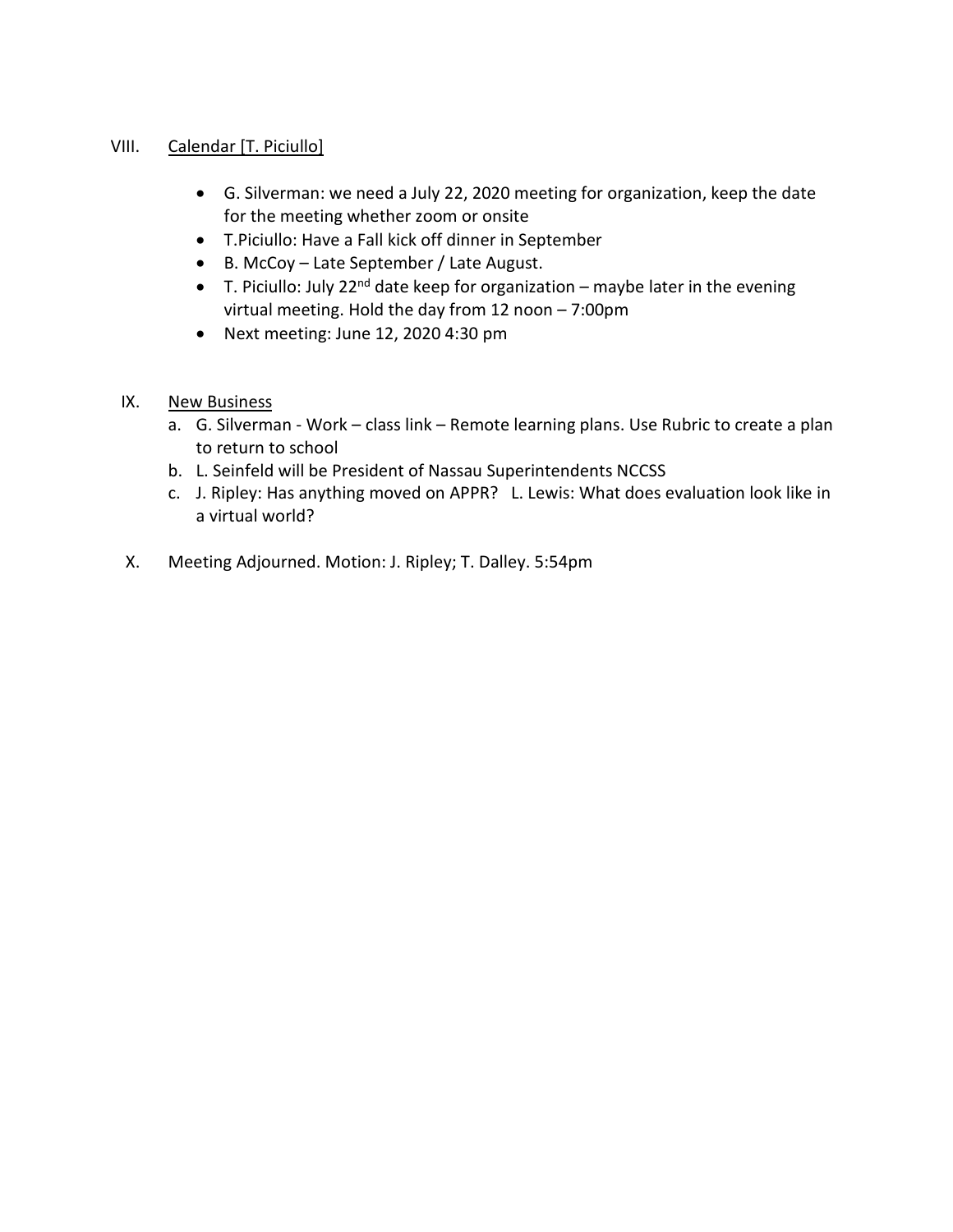VIII. Calendar [T. Piciullo]

- G. Silverman: we need a July 22, 2020 meeting for organization, keep the date for the meeting whether zoom or onsite
- T.Piciullo: Have a Fall kick off dinner in September
- B. McCoy – Late September / Late August.
- T. Piciullo: July 22nd date keep for organization – maybe later in the evening virtual meeting. Hold the day from 12 noon – 7:00pm
- Next meeting: June 12, 2020 4:30 pm

IX. New Business

a. G. Silverman - Work – class link – Remote learning plans. Use Rubric to create a plan to return to school
b. L. Seinfeld will be President of Nassau Superintendents NCCSS
c. J. Ripley: Has anything moved on APPR? L. Lewis: What does evaluation look like in a virtual world?

X. Meeting Adjourned. Motion: J. Ripley; T. Dalley. 5:54pm